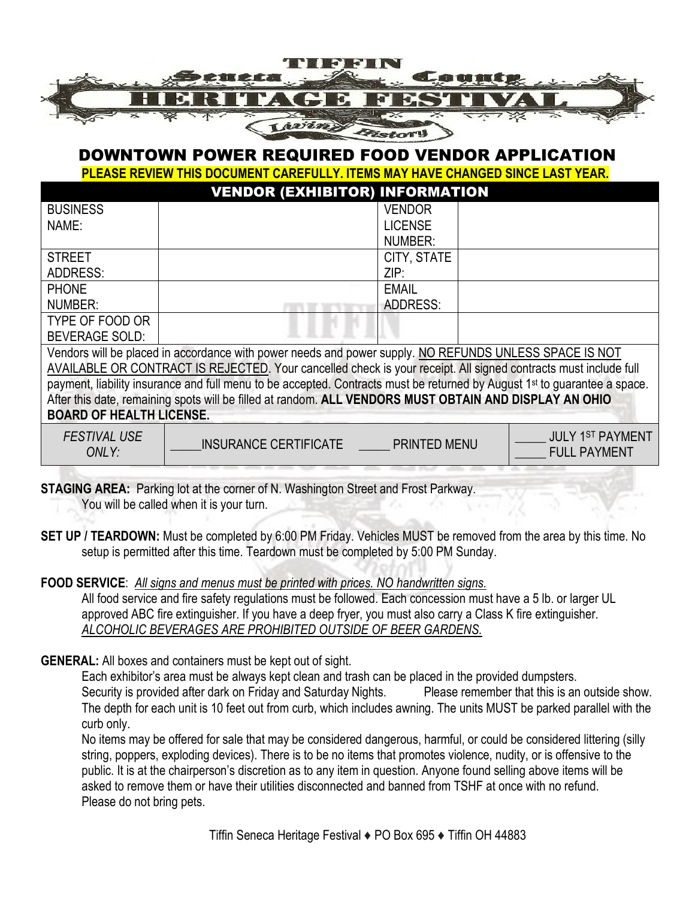# TIFFIN Seneca County HERITAGE FESTIVAL Living History

## DOWNTOWN POWER REQUIRED FOOD VENDOR APPLICATION

**PLEASE REVIEW THIS DOCUMENT CAREFULLY. ITEMS MAY HAVE CHANGED SINCE LAST YEAR.**

### VENDOR (EXHIBITOR) INFORMATION

| | | | |
|---|---|---|---|
| BUSINESS NAME: | | VENDOR LICENSE NUMBER: | |
| STREET ADDRESS: | | CITY, STATE ZIP: | |
| PHONE NUMBER: | | EMAIL ADDRESS: | |
| TYPE OF FOOD OR BEVERAGE SOLD: | | | |

Vendors will be placed in accordance with power needs and power supply. NO REFUNDS UNLESS SPACE IS NOT AVAILABLE OR CONTRACT IS REJECTED. Your cancelled check is your receipt. All signed contracts must include full payment, liability insurance and full menu to be accepted. Contracts must be returned by August 1st to guarantee a space. After this date, remaining spots will be filled at random. **ALL VENDORS MUST OBTAIN AND DISPLAY AN OHIO BOARD OF HEALTH LICENSE.**

| *FESTIVAL USE ONLY:* | _____INSURANCE CERTIFICATE | _____ PRINTED MENU | _____ JULY 1ST PAYMENT<br>_____ FULL PAYMENT |
|---|---|---|---|

**STAGING AREA:** Parking lot at the corner of N. Washington Street and Frost Parkway.
You will be called when it is your turn.

**SET UP / TEARDOWN:** Must be completed by 6:00 PM Friday. Vehicles MUST be removed from the area by this time. No setup is permitted after this time. Teardown must be completed by 5:00 PM Sunday.

**FOOD SERVICE**: *All signs and menus must be printed with prices. NO handwritten signs.*
All food service and fire safety regulations must be followed. Each concession must have a 5 lb. or larger UL approved ABC fire extinguisher. If you have a deep fryer, you must also carry a Class K fire extinguisher.
*ALCOHOLIC BEVERAGES ARE PROHIBITED OUTSIDE OF BEER GARDENS.*

**GENERAL:** All boxes and containers must be kept out of sight.
Each exhibitor's area must be always kept clean and trash can be placed in the provided dumpsters.
Security is provided after dark on Friday and Saturday Nights. Please remember that this is an outside show.
The depth for each unit is 10 feet out from curb, which includes awning. The units MUST be parked parallel with the curb only.
No items may be offered for sale that may be considered dangerous, harmful, or could be considered littering (silly string, poppers, exploding devices). There is to be no items that promotes violence, nudity, or is offensive to the public. It is at the chairperson's discretion as to any item in question. Anyone found selling above items will be asked to remove them or have their utilities disconnected and banned from TSHF at once with no refund.
Please do not bring pets.

Tiffin Seneca Heritage Festival ♦ PO Box 695 ♦ Tiffin OH 44883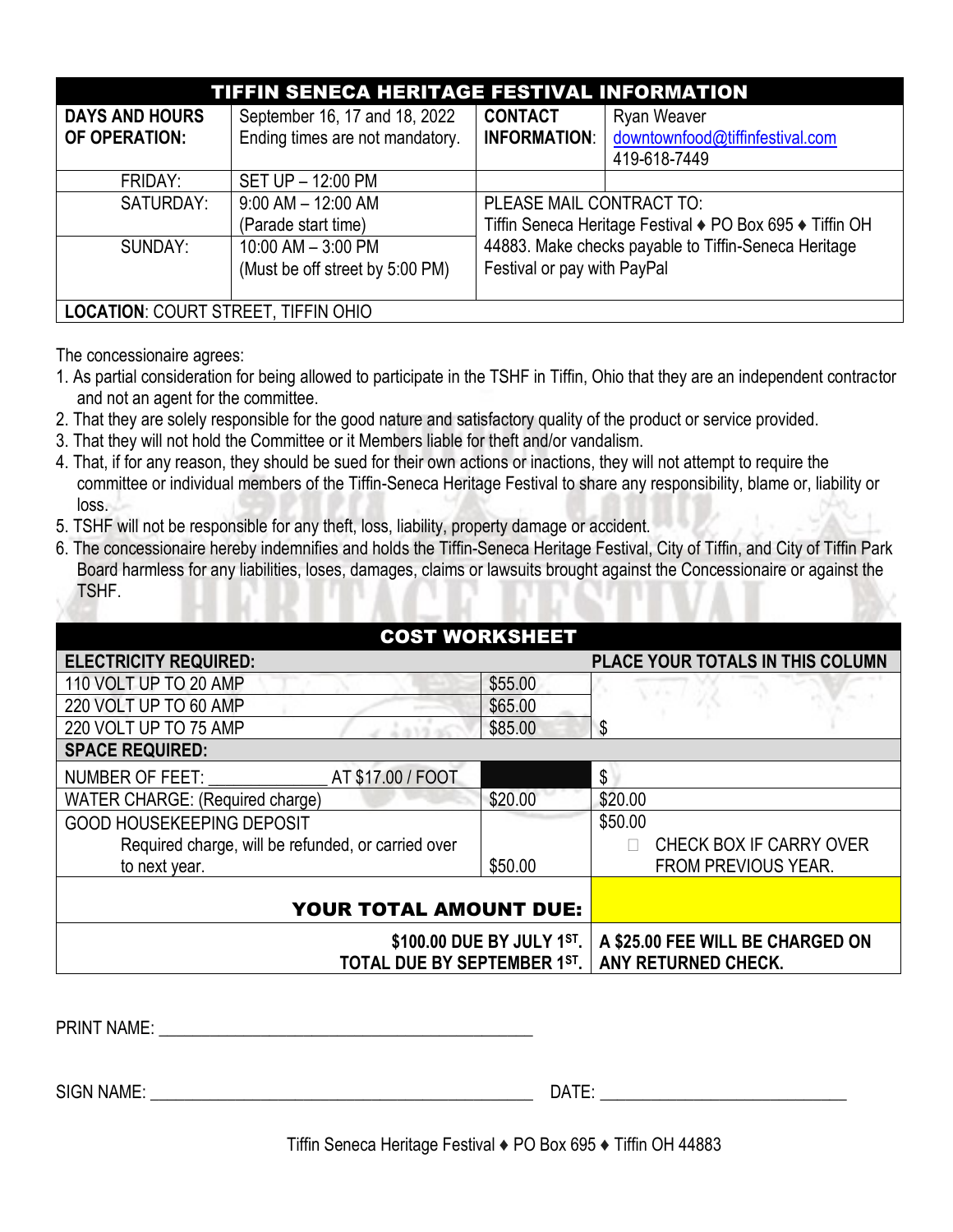## TIFFIN SENECA HERITAGE FESTIVAL INFORMATION

| | | | |
|---|---|---|---|
| **DAYS AND HOURS OF OPERATION:** | September 16, 17 and 18, 2022 Ending times are not mandatory. | **CONTACT INFORMATION:** | Ryan Weaver downtownfood@tiffinfestival.com 419-618-7449 |
| FRIDAY: | SET UP – 12:00 PM | | |
| SATURDAY: | 9:00 AM – 12:00 AM (Parade start time) | PLEASE MAIL CONTRACT TO: Tiffin Seneca Heritage Festival ♦ PO Box 695 ♦ Tiffin OH 44883. Make checks payable to Tiffin-Seneca Heritage Festival or pay with PayPal | |
| SUNDAY: | 10:00 AM – 3:00 PM (Must be off street by 5:00 PM) | | |
| **LOCATION**: COURT STREET, TIFFIN OHIO | | | |

The concessionaire agrees:

1. As partial consideration for being allowed to participate in the TSHF in Tiffin, Ohio that they are an independent contractor and not an agent for the committee.
2. That they are solely responsible for the good nature and satisfactory quality of the product or service provided.
3. That they will not hold the Committee or it Members liable for theft and/or vandalism.
4. That, if for any reason, they should be sued for their own actions or inactions, they will not attempt to require the committee or individual members of the Tiffin-Seneca Heritage Festival to share any responsibility, blame or, liability or loss.
5. TSHF will not be responsible for any theft, loss, liability, property damage or accident.
6. The concessionaire hereby indemnifies and holds the Tiffin-Seneca Heritage Festival, City of Tiffin, and City of Tiffin Park Board harmless for any liabilities, loses, damages, claims or lawsuits brought against the Concessionaire or against the TSHF.

## COST WORKSHEET

| **ELECTRICITY REQUIRED:** | | **PLACE YOUR TOTALS IN THIS COLUMN** |
|---|---|---|
| 110 VOLT UP TO 20 AMP | $55.00 | |
| 220 VOLT UP TO 60 AMP | $65.00 | |
| 220 VOLT UP TO 75 AMP | $85.00 | $ |
| **SPACE REQUIRED:** | | |
| NUMBER OF FEET: _____________ AT $17.00 / FOOT | | $ |
| WATER CHARGE: (Required charge) | $20.00 | $20.00 |
| GOOD HOUSEKEEPING DEPOSIT Required charge, will be refunded, or carried over to next year. | $50.00 | $50.00 ☐ CHECK BOX IF CARRY OVER FROM PREVIOUS YEAR. |
| **YOUR TOTAL AMOUNT DUE:** | | |
| **$100.00 DUE BY JULY 1ST. TOTAL DUE BY SEPTEMBER 1ST.** | | **A $25.00 FEE WILL BE CHARGED ON ANY RETURNED CHECK.** |

PRINT NAME: ____________________________________________

SIGN NAME: ____________________________________________ DATE: ____________________________

Tiffin Seneca Heritage Festival ♦ PO Box 695 ♦ Tiffin OH 44883